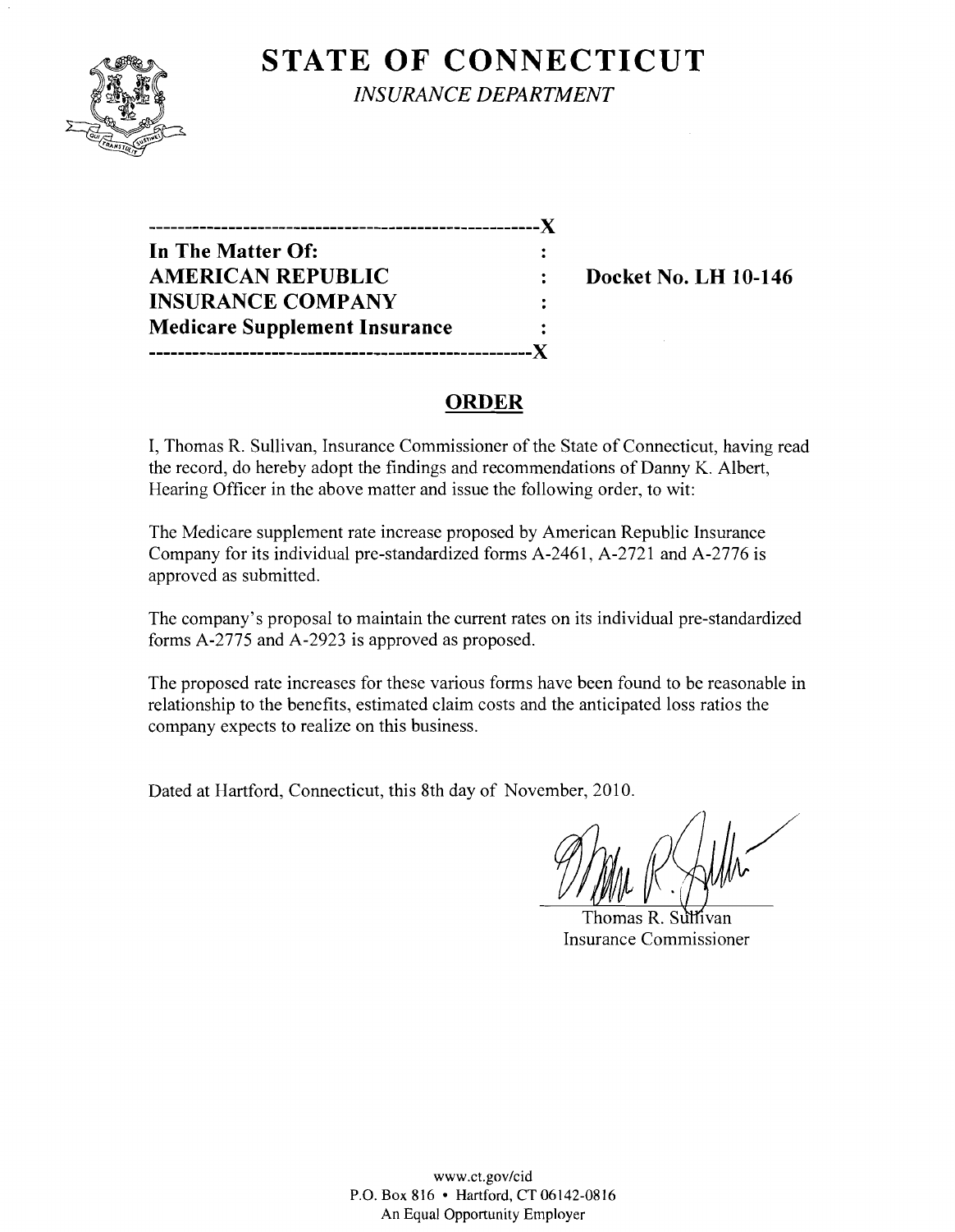# STATE OF CONNECTICUT

*INSURANCE DEPARTMENT*

| | | |
|---|---|---|
| **In The Matter Of:** | : | |
| **AMERICAN REPUBLIC** | : | **Docket No. LH 10-146** |
| **INSURANCE COMPANY** | : | |
| **Medicare Supplement Insurance** | : | |

## ORDER

I, Thomas R. Sullivan, Insurance Commissioner of the State of Connecticut, having read the record, do hereby adopt the findings and recommendations of Danny K. Albert, Hearing Officer in the above matter and issue the following order, to wit:

The Medicare supplement rate increase proposed by American Republic Insurance Company for its individual pre-standardized forms A-2461, A-2721 and A-2776 is approved as submitted.

The company's proposal to maintain the current rates on its individual pre-standardized forms A-2775 and A-2923 is approved as proposed.

The proposed rate increases for these various forms have been found to be reasonable in relationship to the benefits, estimated claim costs and the anticipated loss ratios the company expects to realize on this business.

Dated at Hartford, Connecticut, this 8th day of November, 2010.

Thomas R. Sullivan
Insurance Commissioner

www.ct.gov/cid
P.O. Box 816 • Hartford, CT 06142-0816
An Equal Opportunity Employer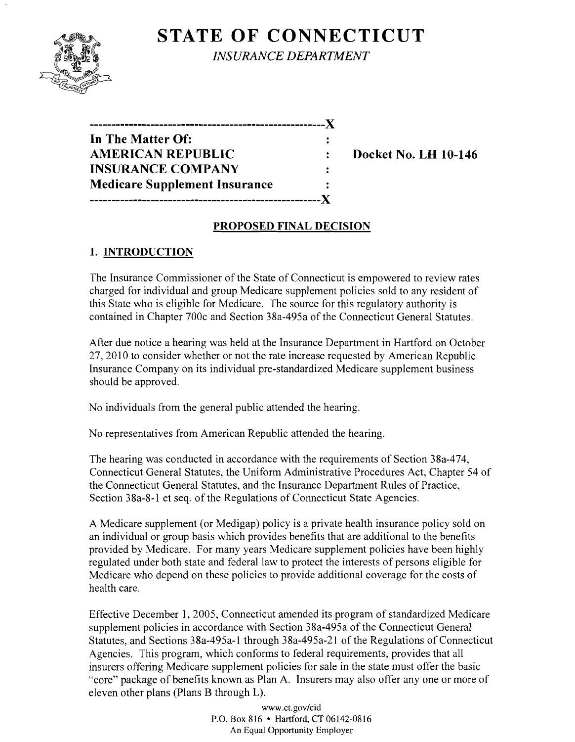# STATE OF CONNECTICUT

*INSURANCE DEPARTMENT*

---

**In The Matter Of:**
**AMERICAN REPUBLIC INSURANCE COMPANY**
**Medicare Supplement Insurance**

**Docket No. LH 10-146**

---

## PROPOSED FINAL DECISION

### 1. INTRODUCTION

The Insurance Commissioner of the State of Connecticut is empowered to review rates charged for individual and group Medicare supplement policies sold to any resident of this State who is eligible for Medicare. The source for this regulatory authority is contained in Chapter 700c and Section 38a-495a of the Connecticut General Statutes.

After due notice a hearing was held at the Insurance Department in Hartford on October 27, 2010 to consider whether or not the rate increase requested by American Republic Insurance Company on its individual pre-standardized Medicare supplement business should be approved.

No individuals from the general public attended the hearing.

No representatives from American Republic attended the hearing.

The hearing was conducted in accordance with the requirements of Section 38a-474, Connecticut General Statutes, the Uniform Administrative Procedures Act, Chapter 54 of the Connecticut General Statutes, and the Insurance Department Rules of Practice, Section 38a-8-1 et seq. of the Regulations of Connecticut State Agencies.

A Medicare supplement (or Medigap) policy is a private health insurance policy sold on an individual or group basis which provides benefits that are additional to the benefits provided by Medicare. For many years Medicare supplement policies have been highly regulated under both state and federal law to protect the interests of persons eligible for Medicare who depend on these policies to provide additional coverage for the costs of health care.

Effective December 1, 2005, Connecticut amended its program of standardized Medicare supplement policies in accordance with Section 38a-495a of the Connecticut General Statutes, and Sections 38a-495a-1 through 38a-495a-21 of the Regulations of Connecticut Agencies. This program, which conforms to federal requirements, provides that all insurers offering Medicare supplement policies for sale in the state must offer the basic "core" package of benefits known as Plan A. Insurers may also offer any one or more of eleven other plans (Plans B through L).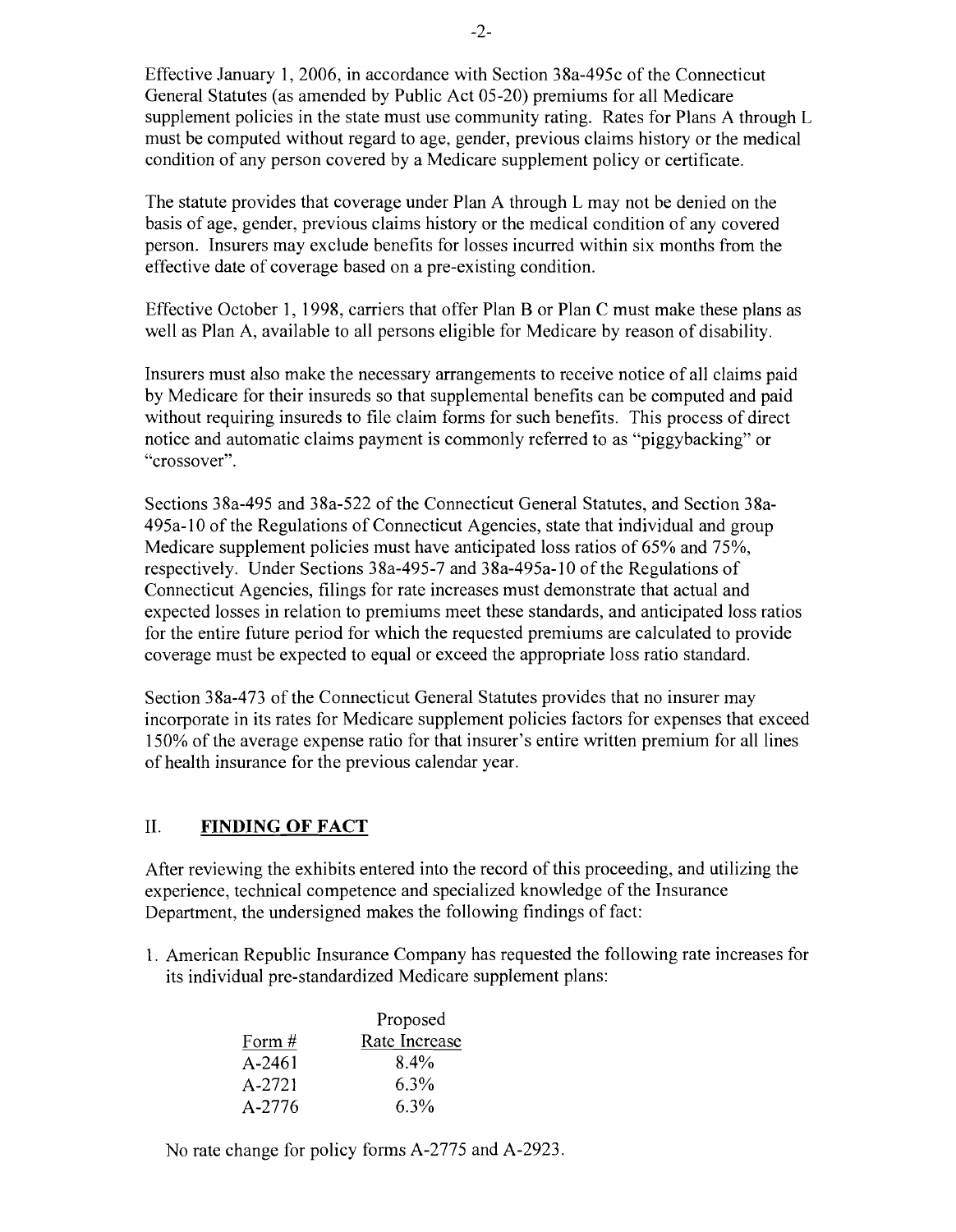Effective January 1, 2006, in accordance with Section 38a-495c of the Connecticut General Statutes (as amended by Public Act 05-20) premiums for all Medicare supplement policies in the state must use community rating. Rates for Plans A through L must be computed without regard to age, gender, previous claims history or the medical condition of any person covered by a Medicare supplement policy or certificate.

The statute provides that coverage under Plan A through L may not be denied on the basis of age, gender, previous claims history or the medical condition of any covered person. Insurers may exclude benefits for losses incurred within six months from the effective date of coverage based on a pre-existing condition.

Effective October 1, 1998, carriers that offer Plan B or Plan C must make these plans as well as Plan A, available to all persons eligible for Medicare by reason of disability.

Insurers must also make the necessary arrangements to receive notice of all claims paid by Medicare for their insureds so that supplemental benefits can be computed and paid without requiring insureds to file claim forms for such benefits. This process of direct notice and automatic claims payment is commonly referred to as "piggybacking" or "crossover".

Sections 38a-495 and 38a-522 of the Connecticut General Statutes, and Section 38a-495a-10 of the Regulations of Connecticut Agencies, state that individual and group Medicare supplement policies must have anticipated loss ratios of 65% and 75%, respectively. Under Sections 38a-495-7 and 38a-495a-10 of the Regulations of Connecticut Agencies, filings for rate increases must demonstrate that actual and expected losses in relation to premiums meet these standards, and anticipated loss ratios for the entire future period for which the requested premiums are calculated to provide coverage must be expected to equal or exceed the appropriate loss ratio standard.

Section 38a-473 of the Connecticut General Statutes provides that no insurer may incorporate in its rates for Medicare supplement policies factors for expenses that exceed 150% of the average expense ratio for that insurer's entire written premium for all lines of health insurance for the previous calendar year.

## II. FINDING OF FACT

After reviewing the exhibits entered into the record of this proceeding, and utilizing the experience, technical competence and specialized knowledge of the Insurance Department, the undersigned makes the following findings of fact:

1. American Republic Insurance Company has requested the following rate increases for its individual pre-standardized Medicare supplement plans:

| Form # | Proposed Rate Increase |
|---|---|
| A-2461 | 8.4% |
| A-2721 | 6.3% |
| A-2776 | 6.3% |

No rate change for policy forms A-2775 and A-2923.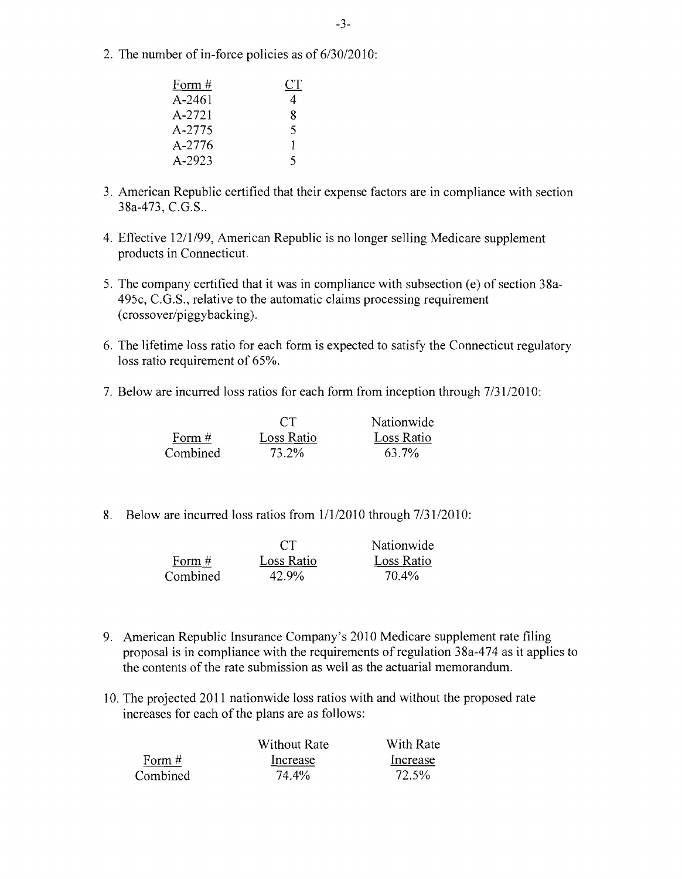2. The number of in-force policies as of 6/30/2010:

| Form # | CT |
|---|---|
| A-2461 | 4 |
| A-2721 | 8 |
| A-2775 | 5 |
| A-2776 | 1 |
| A-2923 | 5 |

3. American Republic certified that their expense factors are in compliance with section 38a-473, C.G.S..

4. Effective 12/1/99, American Republic is no longer selling Medicare supplement products in Connecticut.

5. The company certified that it was in compliance with subsection (e) of section 38a-495c, C.G.S., relative to the automatic claims processing requirement (crossover/piggybacking).

6. The lifetime loss ratio for each form is expected to satisfy the Connecticut regulatory loss ratio requirement of 65%.

7. Below are incurred loss ratios for each form from inception through 7/31/2010:

| Form # | CT Loss Ratio | Nationwide Loss Ratio |
|---|---|---|
| Combined | 73.2% | 63.7% |

8. Below are incurred loss ratios from 1/1/2010 through 7/31/2010:

| Form # | CT Loss Ratio | Nationwide Loss Ratio |
|---|---|---|
| Combined | 42.9% | 70.4% |

9. American Republic Insurance Company's 2010 Medicare supplement rate filing proposal is in compliance with the requirements of regulation 38a-474 as it applies to the contents of the rate submission as well as the actuarial memorandum.

10. The projected 2011 nationwide loss ratios with and without the proposed rate increases for each of the plans are as follows:

| Form # | Without Rate Increase | With Rate Increase |
|---|---|---|
| Combined | 74.4% | 72.5% |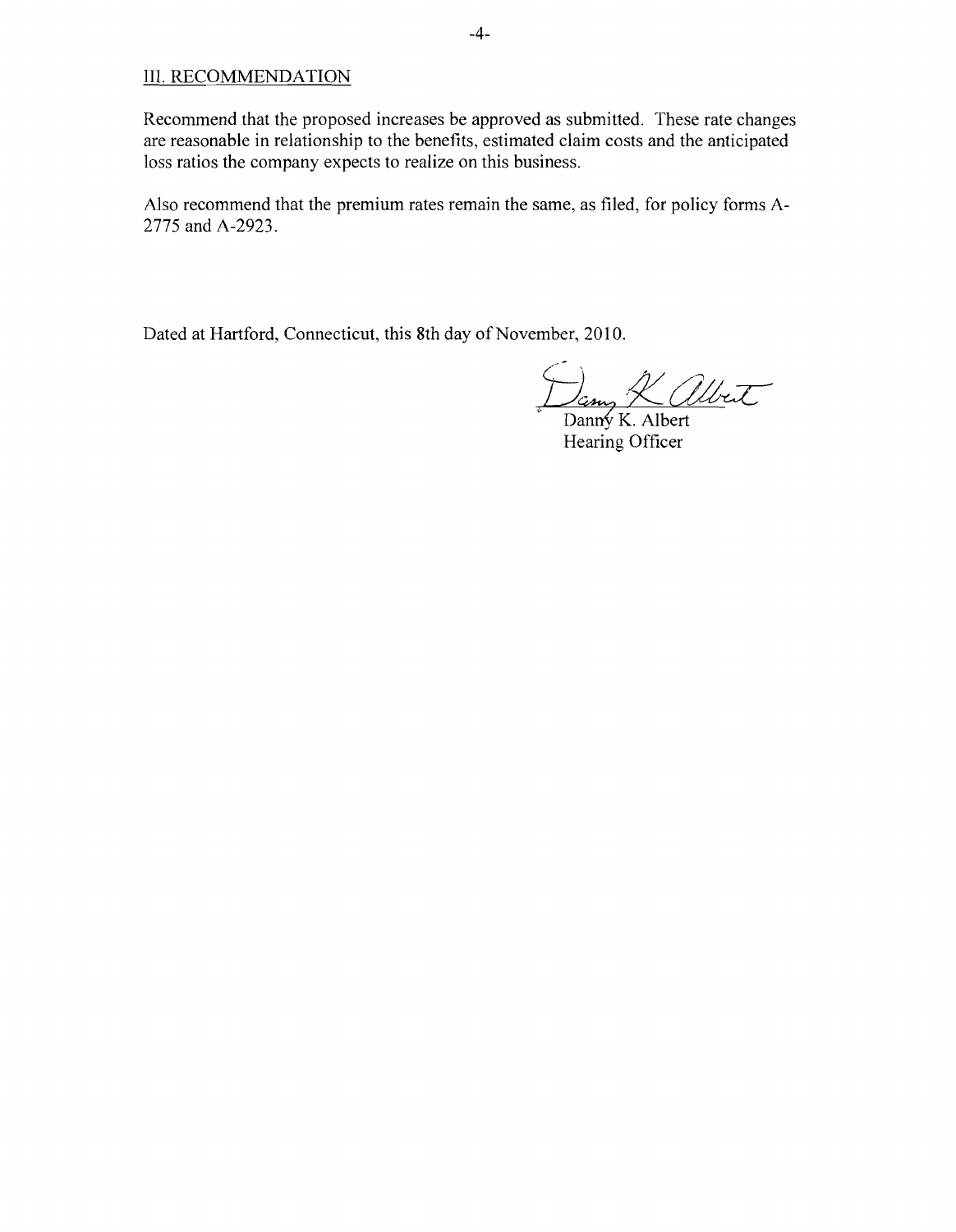## III. RECOMMENDATION

Recommend that the proposed increases be approved as submitted. These rate changes are reasonable in relationship to the benefits, estimated claim costs and the anticipated loss ratios the company expects to realize on this business.

Also recommend that the premium rates remain the same, as filed, for policy forms A-2775 and A-2923.

Dated at Hartford, Connecticut, this 8th day of November, 2010.

Danny K. Albert
Hearing Officer